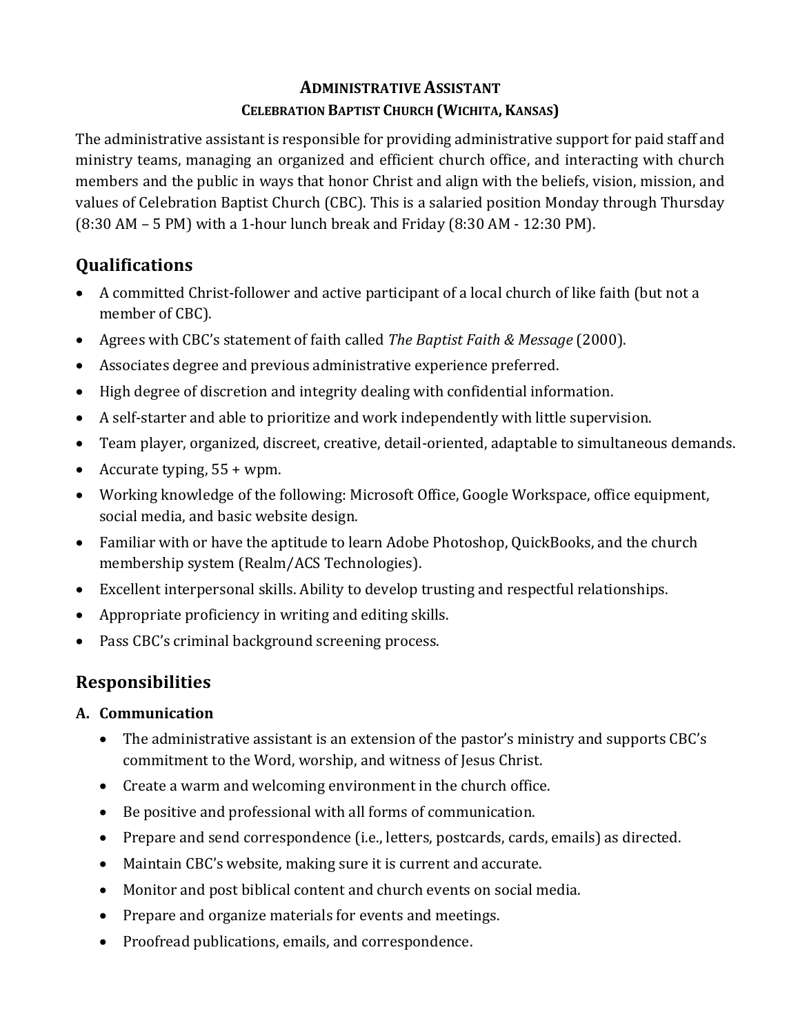# **Administrative Assistant**

## **Celebration Baptist Church (Wichita, Kansas)**

The administrative assistant is responsible for providing administrative support for paid staff and ministry teams, managing an organized and efficient church office, and interacting with church members and the public in ways that honor Christ and align with the beliefs, vision, mission, and values of Celebration Baptist Church (CBC). This is a salaried position Monday through Thursday (8:30 AM – 5 PM) with a 1-hour lunch break and Friday (8:30 AM - 12:30 PM).

## Qualifications

- A committed Christ-follower and active participant of a local church of like faith (but not a member of CBC).
- Agrees with CBC's statement of faith called *The Baptist Faith & Message* (2000).
- Associates degree and previous administrative experience preferred.
- High degree of discretion and integrity dealing with confidential information.
- A self-starter and able to prioritize and work independently with little supervision.
- Team player, organized, discreet, creative, detail-oriented, adaptable to simultaneous demands.
- Accurate typing, 55 + wpm.
- Working knowledge of the following: Microsoft Office, Google Workspace, office equipment, social media, and basic website design.
- Familiar with or have the aptitude to learn Adobe Photoshop, QuickBooks, and the church membership system (Realm/ACS Technologies).
- Excellent interpersonal skills. Ability to develop trusting and respectful relationships.
- Appropriate proficiency in writing and editing skills.
- Pass CBC's criminal background screening process.

## Responsibilities

### A. Communication

- The administrative assistant is an extension of the pastor's ministry and supports CBC's commitment to the Word, worship, and witness of Jesus Christ.
- Create a warm and welcoming environment in the church office.
- Be positive and professional with all forms of communication.
- Prepare and send correspondence (i.e., letters, postcards, cards, emails) as directed.
- Maintain CBC's website, making sure it is current and accurate.
- Monitor and post biblical content and church events on social media.
- Prepare and organize materials for events and meetings.
- Proofread publications, emails, and correspondence.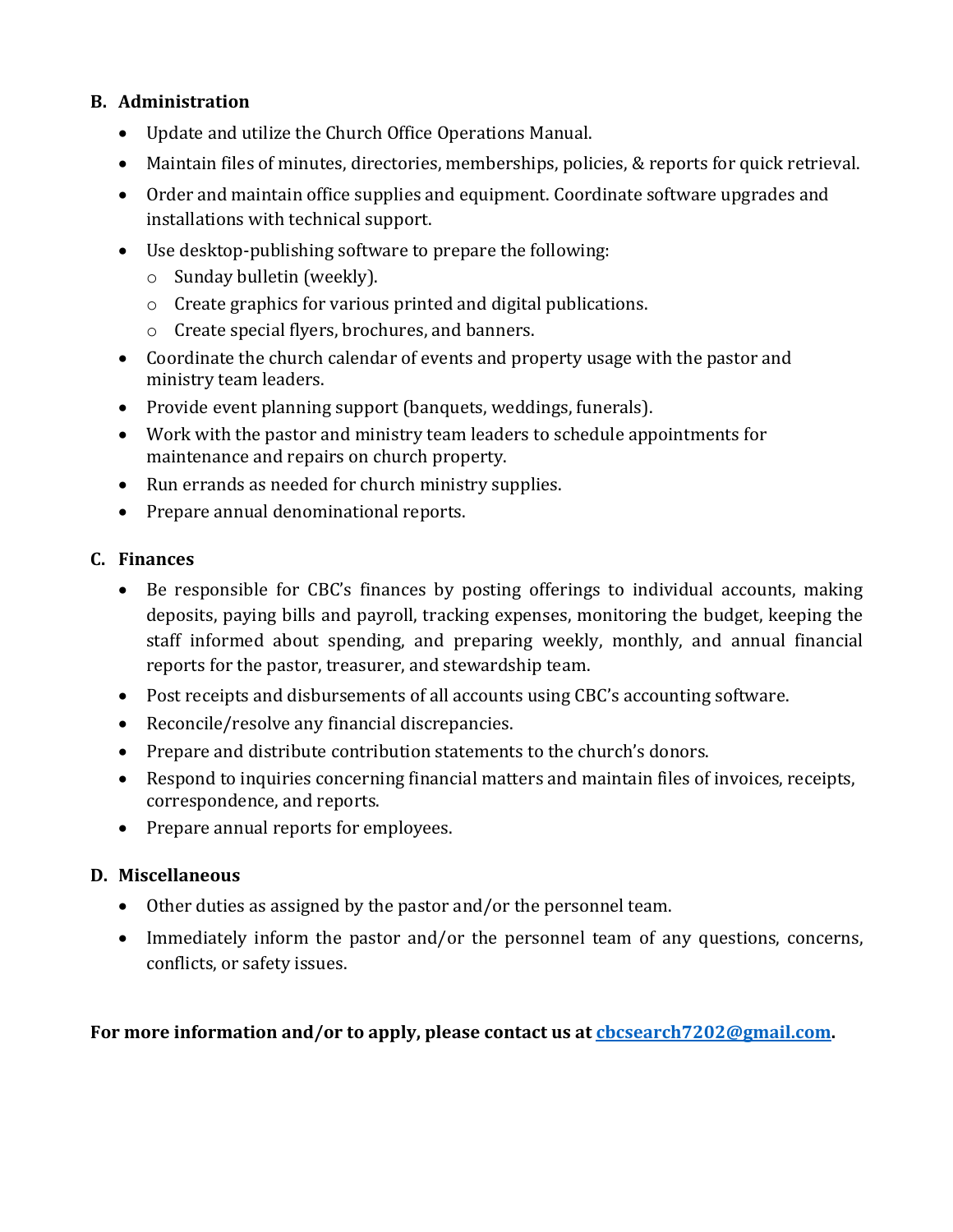## B. Administration

- Update and utilize the Church Office Operations Manual.
- Maintain files of minutes, directories, memberships, policies, & reports for quick retrieval.
- Order and maintain office supplies and equipment. Coordinate software upgrades and installations with technical support.
- Use desktop-publishing software to prepare the following:
  - Sunday bulletin (weekly).
  - Create graphics for various printed and digital publications.
  - Create special flyers, brochures, and banners.
- Coordinate the church calendar of events and property usage with the pastor and ministry team leaders.
- Provide event planning support (banquets, weddings, funerals).
- Work with the pastor and ministry team leaders to schedule appointments for maintenance and repairs on church property.
- Run errands as needed for church ministry supplies.
- Prepare annual denominational reports.

## C. Finances

- Be responsible for CBC's finances by posting offerings to individual accounts, making deposits, paying bills and payroll, tracking expenses, monitoring the budget, keeping the staff informed about spending, and preparing weekly, monthly, and annual financial reports for the pastor, treasurer, and stewardship team.
- Post receipts and disbursements of all accounts using CBC's accounting software.
- Reconcile/resolve any financial discrepancies.
- Prepare and distribute contribution statements to the church's donors.
- Respond to inquiries concerning financial matters and maintain files of invoices, receipts, correspondence, and reports.
- Prepare annual reports for employees.

## D. Miscellaneous

- Other duties as assigned by the pastor and/or the personnel team.
- Immediately inform the pastor and/or the personnel team of any questions, concerns, conflicts, or safety issues.

**For more information and/or to apply, please contact us at [cbcsearch7202@gmail.com](mailto:cbcsearch7202@gmail.com).**